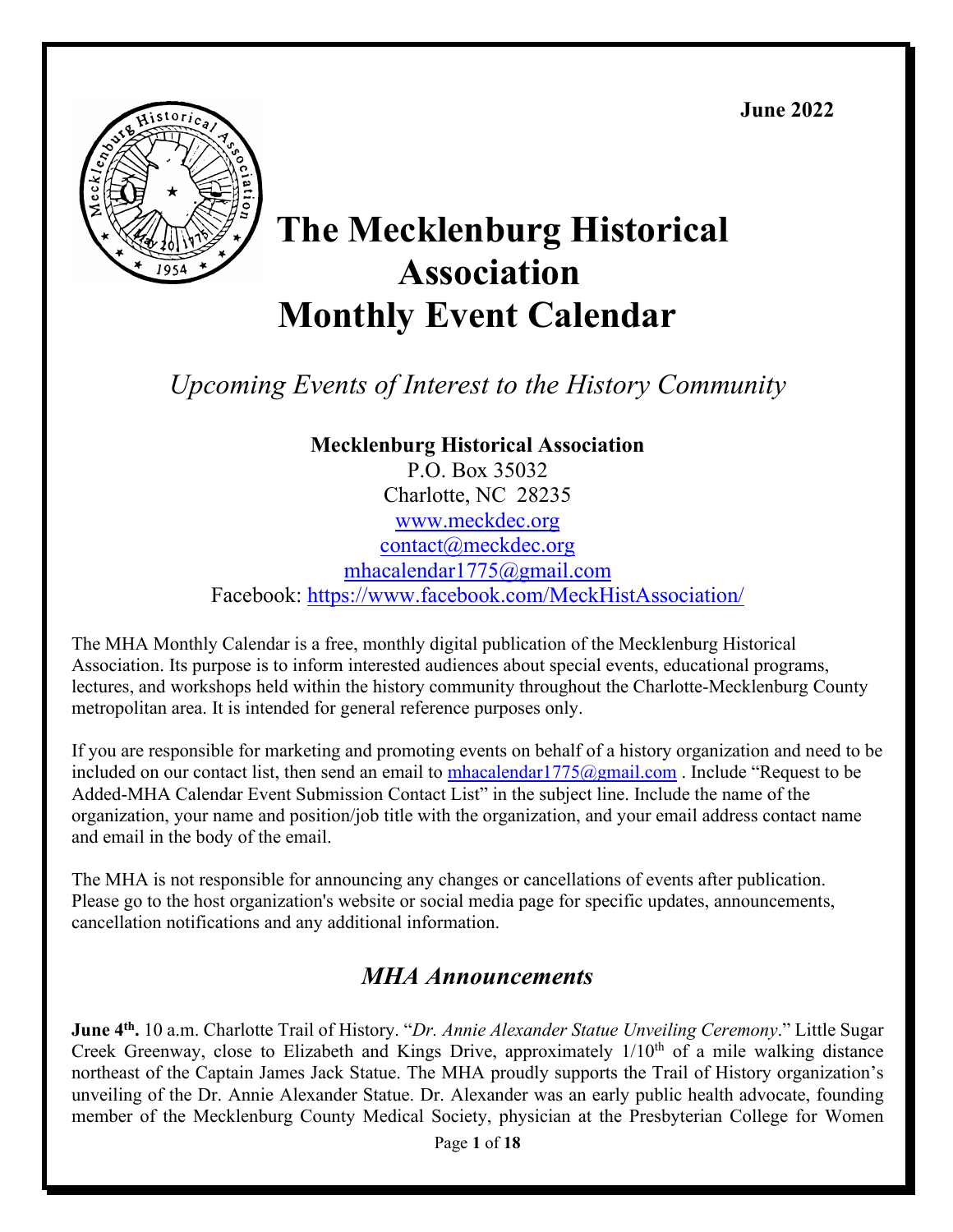June 2022

# The Mecklenburg Historical Association Monthly Event Calendar

*Upcoming Events of Interest to the History Community*

**Mecklenburg Historical Association**
P.O. Box 35032
Charlotte, NC 28235
www.meckdec.org
contact@meckdec.org
mhacalendar1775@gmail.com
Facebook: https://www.facebook.com/MeckHistAssociation/

The MHA Monthly Calendar is a free, monthly digital publication of the Mecklenburg Historical Association. Its purpose is to inform interested audiences about special events, educational programs, lectures, and workshops held within the history community throughout the Charlotte-Mecklenburg County metropolitan area. It is intended for general reference purposes only.

If you are responsible for marketing and promoting events on behalf of a history organization and need to be included on our contact list, then send an email to mhacalendar1775@gmail.com . Include "Request to be Added-MHA Calendar Event Submission Contact List" in the subject line. Include the name of the organization, your name and position/job title with the organization, and your email address contact name and email in the body of the email.

The MHA is not responsible for announcing any changes or cancellations of events after publication. Please go to the host organization's website or social media page for specific updates, announcements, cancellation notifications and any additional information.

## *MHA Announcements*

**June 4th.** 10 a.m. Charlotte Trail of History. "*Dr. Annie Alexander Statue Unveiling Ceremony*." Little Sugar Creek Greenway, close to Elizabeth and Kings Drive, approximately 1/10th of a mile walking distance northeast of the Captain James Jack Statue. The MHA proudly supports the Trail of History organization's unveiling of the Dr. Annie Alexander Statue. Dr. Alexander was an early public health advocate, founding member of the Mecklenburg County Medical Society, physician at the Presbyterian College for Women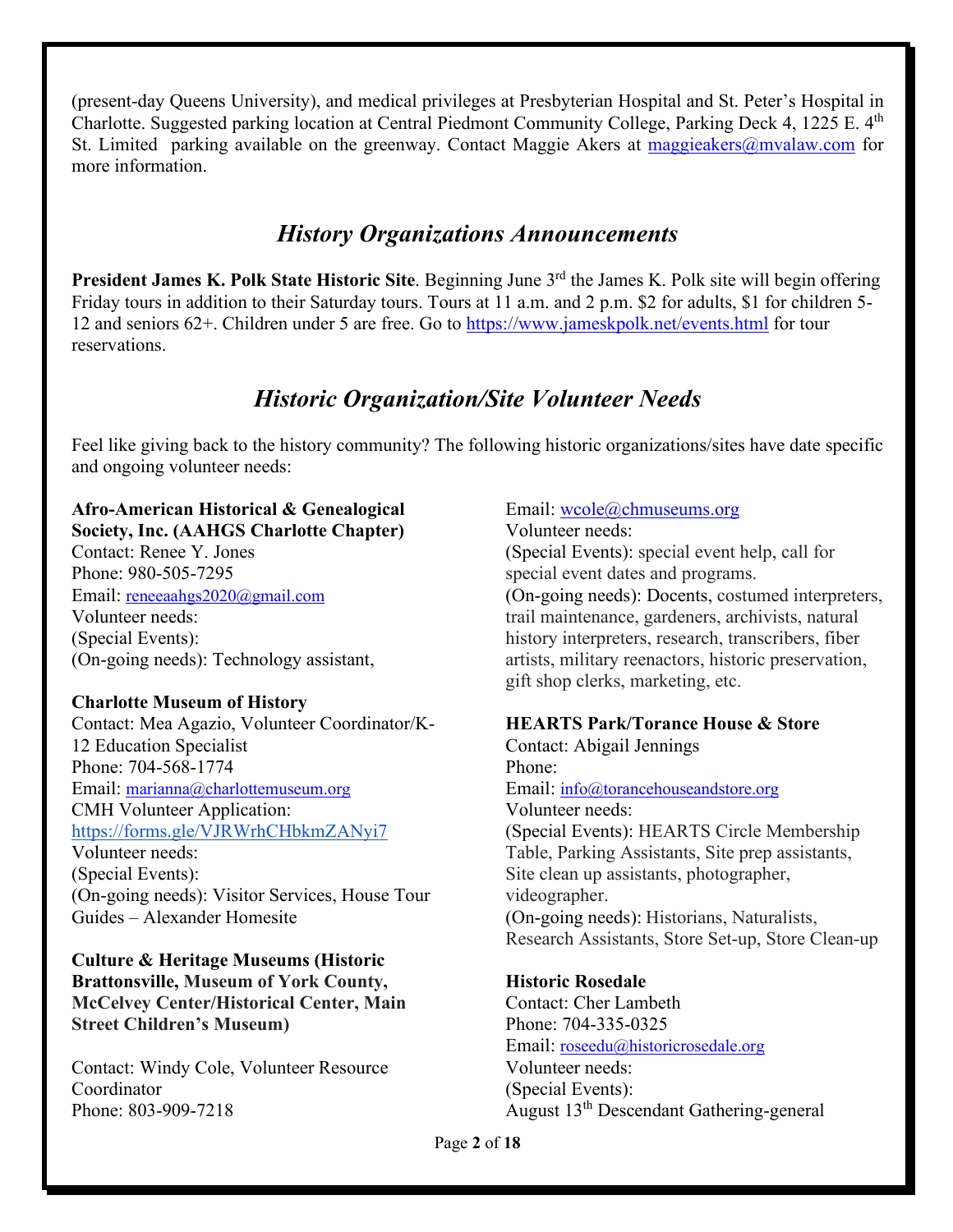(present-day Queens University), and medical privileges at Presbyterian Hospital and St. Peter's Hospital in Charlotte. Suggested parking location at Central Piedmont Community College, Parking Deck 4, 1225 E. 4th St. Limited parking available on the greenway. Contact Maggie Akers at maggieakers@mvalaw.com for more information.

## *History Organizations Announcements*

**President James K. Polk State Historic Site**. Beginning June 3rd the James K. Polk site will begin offering Friday tours in addition to their Saturday tours. Tours at 11 a.m. and 2 p.m. $2 for adults, $1 for children 5-12 and seniors 62+. Children under 5 are free. Go to https://www.jameskpolk.net/events.html for tour reservations.

## *Historic Organization/Site Volunteer Needs*

Feel like giving back to the history community? The following historic organizations/sites have date specific and ongoing volunteer needs:

**Afro-American Historical & Genealogical Society, Inc. (AAHGS Charlotte Chapter)**
Contact: Renee Y. Jones
Phone: 980-505-7295
Email: reneeaahgs2020@gmail.com
Volunteer needs:
(Special Events):
(On-going needs): Technology assistant,

**Charlotte Museum of History**
Contact: Mea Agazio, Volunteer Coordinator/K-12 Education Specialist
Phone: 704-568-1774
Email: marianna@charlottemuseum.org
CMH Volunteer Application:
https://forms.gle/VJRWrhCHbkmZANyi7
Volunteer needs:
(Special Events):
(On-going needs): Visitor Services, House Tour Guides – Alexander Homesite

**Culture & Heritage Museums (Historic Brattonsville, Museum of York County, McCelvey Center/Historical Center, Main Street Children's Museum)**

Contact: Windy Cole, Volunteer Resource Coordinator
Phone: 803-909-7218
Email: wcole@chmuseums.org
Volunteer needs:
(Special Events): special event help, call for special event dates and programs.
(On-going needs): Docents, costumed interpreters, trail maintenance, gardeners, archivists, natural history interpreters, research, transcribers, fiber artists, military reenactors, historic preservation, gift shop clerks, marketing, etc.

**HEARTS Park/Torance House & Store**
Contact: Abigail Jennings
Phone:
Email: info@torancehouseandstore.org
Volunteer needs:
(Special Events): HEARTS Circle Membership Table, Parking Assistants, Site prep assistants, Site clean up assistants, photographer, videographer.
(On-going needs): Historians, Naturalists, Research Assistants, Store Set-up, Store Clean-up

**Historic Rosedale**
Contact: Cher Lambeth
Phone: 704-335-0325
Email: roseedu@historicrosedale.org
Volunteer needs:
(Special Events):
August 13th Descendant Gathering-general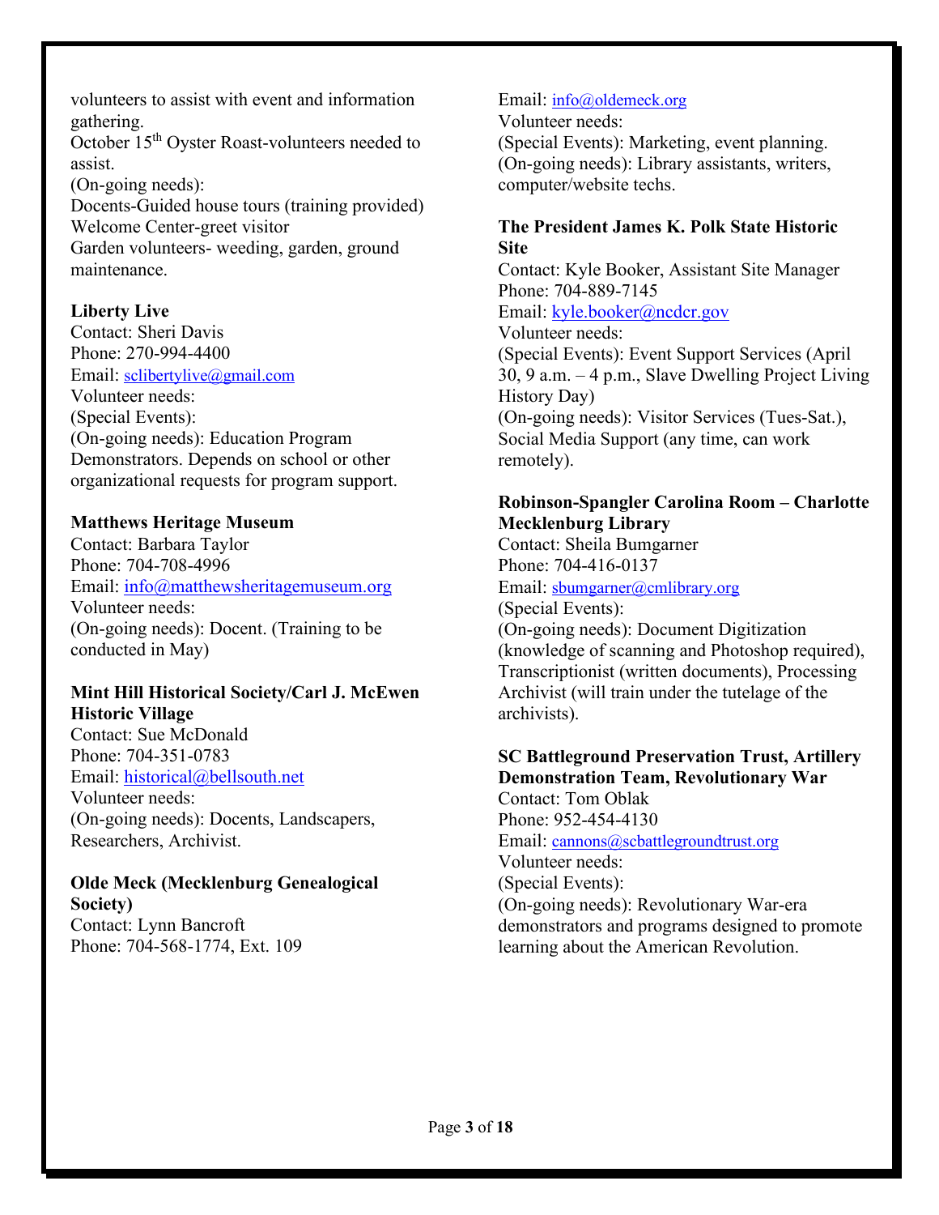volunteers to assist with event and information gathering.
October 15th Oyster Roast-volunteers needed to assist.
(On-going needs):
Docents-Guided house tours (training provided)
Welcome Center-greet visitor
Garden volunteers- weeding, garden, ground maintenance.

**Liberty Live**
Contact: Sheri Davis
Phone: 270-994-4400
Email: sclibertylive@gmail.com
Volunteer needs:
(Special Events):
(On-going needs): Education Program Demonstrators. Depends on school or other organizational requests for program support.

**Matthews Heritage Museum**
Contact: Barbara Taylor
Phone: 704-708-4996
Email: info@matthewsheritagemuseum.org
Volunteer needs:
(On-going needs): Docent. (Training to be conducted in May)

**Mint Hill Historical Society/Carl J. McEwen Historic Village**
Contact: Sue McDonald
Phone: 704-351-0783
Email: historical@bellsouth.net
Volunteer needs:
(On-going needs): Docents, Landscapers, Researchers, Archivist.

**Olde Meck (Mecklenburg Genealogical Society)**
Contact: Lynn Bancroft
Phone: 704-568-1774, Ext. 109
Email: info@oldemeck.org
Volunteer needs:
(Special Events): Marketing, event planning.
(On-going needs): Library assistants, writers, computer/website techs.

**The President James K. Polk State Historic Site**
Contact: Kyle Booker, Assistant Site Manager
Phone: 704-889-7145
Email: kyle.booker@ncdcr.gov
Volunteer needs:
(Special Events): Event Support Services (April 30, 9 a.m. – 4 p.m., Slave Dwelling Project Living History Day)
(On-going needs): Visitor Services (Tues-Sat.), Social Media Support (any time, can work remotely).

**Robinson-Spangler Carolina Room – Charlotte Mecklenburg Library**
Contact: Sheila Bumgarner
Phone: 704-416-0137
Email: sbumgarner@cmlibrary.org
(Special Events):
(On-going needs): Document Digitization (knowledge of scanning and Photoshop required), Transcriptionist (written documents), Processing Archivist (will train under the tutelage of the archivists).

**SC Battleground Preservation Trust, Artillery Demonstration Team, Revolutionary War**
Contact: Tom Oblak
Phone: 952-454-4130
Email: cannons@scbattlegroundtrust.org
Volunteer needs:
(Special Events):
(On-going needs): Revolutionary War-era demonstrators and programs designed to promote learning about the American Revolution.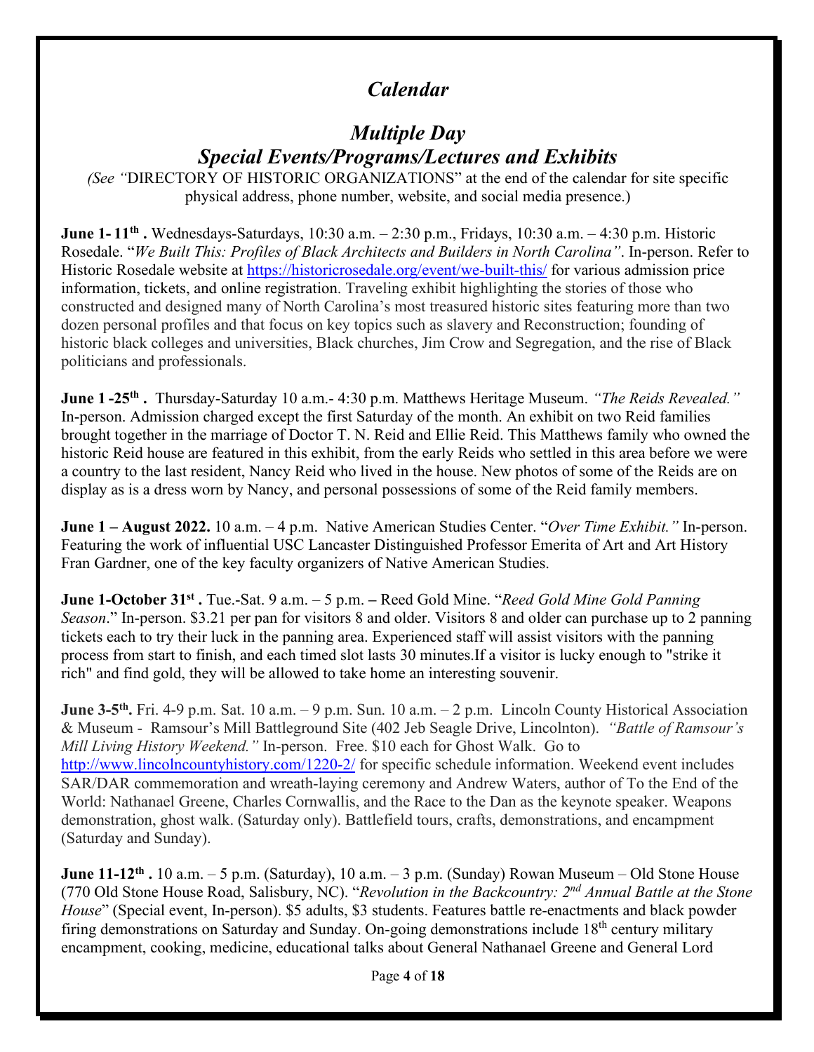# *Calendar*

## *Multiple Day Special Events/Programs/Lectures and Exhibits*

*(See "*DIRECTORY OF HISTORIC ORGANIZATIONS" at the end of the calendar for site specific physical address, phone number, website, and social media presence.)

**June 1- 11th .** Wednesdays-Saturdays, 10:30 a.m. – 2:30 p.m., Fridays, 10:30 a.m. – 4:30 p.m. Historic Rosedale. "*We Built This: Profiles of Black Architects and Builders in North Carolina"*. In-person. Refer to Historic Rosedale website at https://historicrosedale.org/event/we-built-this/ for various admission price information, tickets, and online registration. Traveling exhibit highlighting the stories of those who constructed and designed many of North Carolina's most treasured historic sites featuring more than two dozen personal profiles and that focus on key topics such as slavery and Reconstruction; founding of historic black colleges and universities, Black churches, Jim Crow and Segregation, and the rise of Black politicians and professionals.

**June 1 -25th .** Thursday-Saturday 10 a.m.- 4:30 p.m. Matthews Heritage Museum. *"The Reids Revealed."* In-person. Admission charged except the first Saturday of the month. An exhibit on two Reid families brought together in the marriage of Doctor T. N. Reid and Ellie Reid. This Matthews family who owned the historic Reid house are featured in this exhibit, from the early Reids who settled in this area before we were a country to the last resident, Nancy Reid who lived in the house. New photos of some of the Reids are on display as is a dress worn by Nancy, and personal possessions of some of the Reid family members.

**June 1 – August 2022.** 10 a.m. – 4 p.m. Native American Studies Center. "*Over Time Exhibit."* In-person. Featuring the work of influential USC Lancaster Distinguished Professor Emerita of Art and Art History Fran Gardner, one of the key faculty organizers of Native American Studies.

**June 1-October 31st .** Tue.-Sat. 9 a.m. – 5 p.m. **–** Reed Gold Mine. "*Reed Gold Mine Gold Panning Season*." In-person. $3.21 per pan for visitors 8 and older. Visitors 8 and older can purchase up to 2 panning tickets each to try their luck in the panning area. Experienced staff will assist visitors with the panning process from start to finish, and each timed slot lasts 30 minutes.If a visitor is lucky enough to "strike it rich" and find gold, they will be allowed to take home an interesting souvenir.

**June 3-5th.** Fri. 4-9 p.m. Sat. 10 a.m. – 9 p.m. Sun. 10 a.m. – 2 p.m. Lincoln County Historical Association & Museum - Ramsour's Mill Battleground Site (402 Jeb Seagle Drive, Lincolnton). *"Battle of Ramsour's Mill Living History Weekend."* In-person. Free. $10 each for Ghost Walk. Go to http://www.lincolncountyhistory.com/1220-2/ for specific schedule information. Weekend event includes SAR/DAR commemoration and wreath-laying ceremony and Andrew Waters, author of To the End of the World: Nathanael Greene, Charles Cornwallis, and the Race to the Dan as the keynote speaker. Weapons demonstration, ghost walk. (Saturday only). Battlefield tours, crafts, demonstrations, and encampment (Saturday and Sunday).

**June 11-12th .** 10 a.m. – 5 p.m. (Saturday), 10 a.m. – 3 p.m. (Sunday) Rowan Museum – Old Stone House (770 Old Stone House Road, Salisbury, NC). "*Revolution in the Backcountry: 2nd Annual Battle at the Stone House*" (Special event, In-person). $5 adults, $3 students. Features battle re-enactments and black powder firing demonstrations on Saturday and Sunday. On-going demonstrations include 18th century military encampment, cooking, medicine, educational talks about General Nathanael Greene and General Lord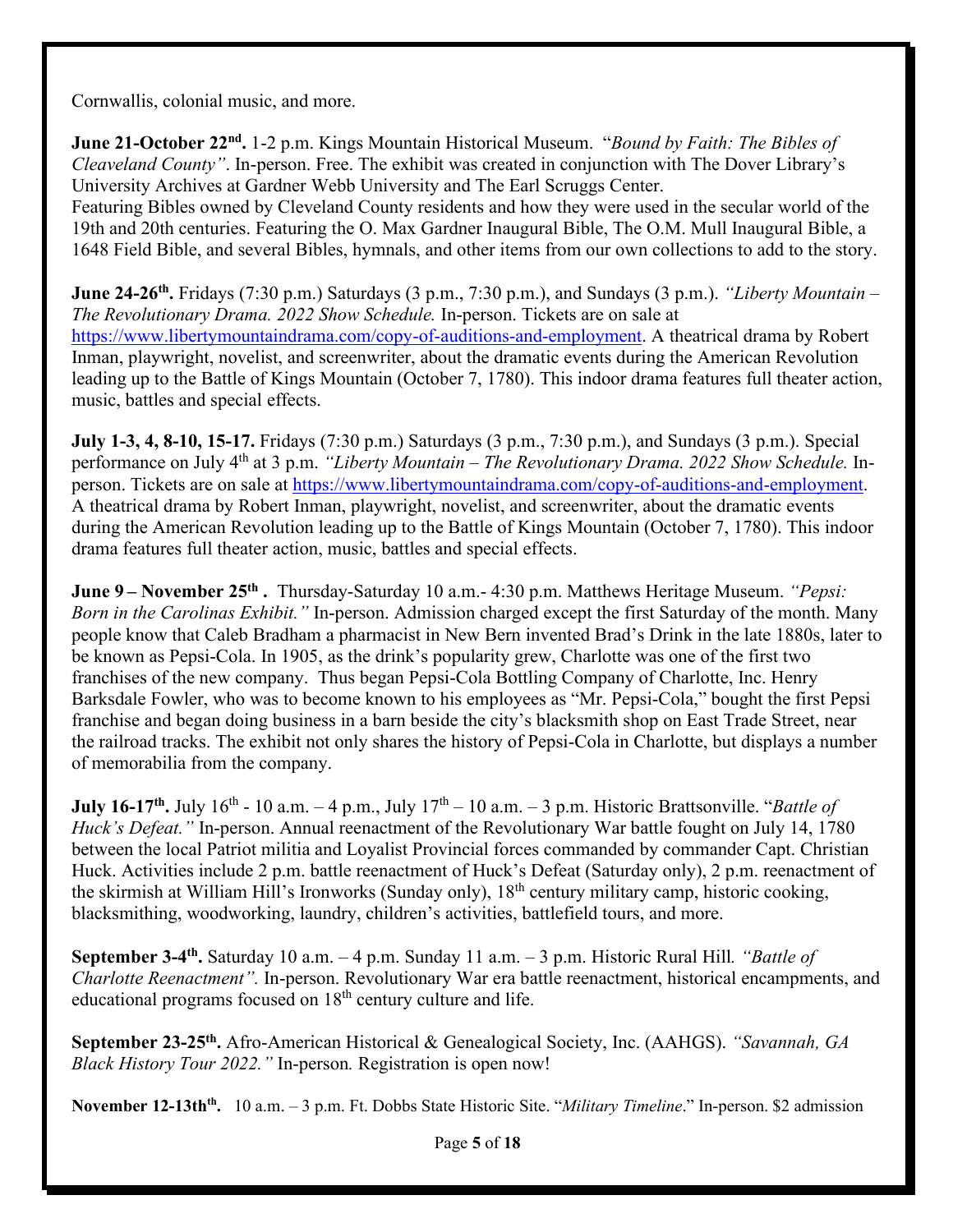Cornwallis, colonial music, and more.

**June 21-October 22nd.** 1-2 p.m. Kings Mountain Historical Museum. "*Bound by Faith: The Bibles of Cleaveland County"*. In-person. Free. The exhibit was created in conjunction with The Dover Library's University Archives at Gardner Webb University and The Earl Scruggs Center.
Featuring Bibles owned by Cleveland County residents and how they were used in the secular world of the 19th and 20th centuries. Featuring the O. Max Gardner Inaugural Bible, The O.M. Mull Inaugural Bible, a 1648 Field Bible, and several Bibles, hymnals, and other items from our own collections to add to the story.

**June 24-26th.** Fridays (7:30 p.m.) Saturdays (3 p.m., 7:30 p.m.), and Sundays (3 p.m.). *"Liberty Mountain – The Revolutionary Drama. 2022 Show Schedule.* In-person. Tickets are on sale at https://www.libertymountaindrama.com/copy-of-auditions-and-employment. A theatrical drama by Robert Inman, playwright, novelist, and screenwriter, about the dramatic events during the American Revolution leading up to the Battle of Kings Mountain (October 7, 1780). This indoor drama features full theater action, music, battles and special effects.

**July 1-3, 4, 8-10, 15-17.** Fridays (7:30 p.m.) Saturdays (3 p.m., 7:30 p.m.), and Sundays (3 p.m.). Special performance on July 4th at 3 p.m. *"Liberty Mountain – The Revolutionary Drama. 2022 Show Schedule.* In-person. Tickets are on sale at https://www.libertymountaindrama.com/copy-of-auditions-and-employment. A theatrical drama by Robert Inman, playwright, novelist, and screenwriter, about the dramatic events during the American Revolution leading up to the Battle of Kings Mountain (October 7, 1780). This indoor drama features full theater action, music, battles and special effects.

**June 9 – November 25th .** Thursday-Saturday 10 a.m.- 4:30 p.m. Matthews Heritage Museum. *"Pepsi: Born in the Carolinas Exhibit."* In-person. Admission charged except the first Saturday of the month. Many people know that Caleb Bradham a pharmacist in New Bern invented Brad's Drink in the late 1880s, later to be known as Pepsi-Cola. In 1905, as the drink's popularity grew, Charlotte was one of the first two franchises of the new company. Thus began Pepsi-Cola Bottling Company of Charlotte, Inc. Henry Barksdale Fowler, who was to become known to his employees as "Mr. Pepsi-Cola," bought the first Pepsi franchise and began doing business in a barn beside the city's blacksmith shop on East Trade Street, near the railroad tracks. The exhibit not only shares the history of Pepsi-Cola in Charlotte, but displays a number of memorabilia from the company.

**July 16-17th.** July 16th - 10 a.m. – 4 p.m., July 17th – 10 a.m. – 3 p.m. Historic Brattsonville. "*Battle of Huck's Defeat."* In-person. Annual reenactment of the Revolutionary War battle fought on July 14, 1780 between the local Patriot militia and Loyalist Provincial forces commanded by commander Capt. Christian Huck. Activities include 2 p.m. battle reenactment of Huck's Defeat (Saturday only), 2 p.m. reenactment of the skirmish at William Hill's Ironworks (Sunday only), 18th century military camp, historic cooking, blacksmithing, woodworking, laundry, children's activities, battlefield tours, and more.

**September 3-4th.** Saturday 10 a.m. – 4 p.m. Sunday 11 a.m. – 3 p.m. Historic Rural Hill. *"Battle of Charlotte Reenactment".* In-person. Revolutionary War era battle reenactment, historical encampments, and educational programs focused on 18th century culture and life.

**September 23-25th.** Afro-American Historical & Genealogical Society, Inc. (AAHGS). *"Savannah, GA Black History Tour 2022."* In-person*.* Registration is open now!

**November 12-13thth.** 10 a.m. – 3 p.m. Ft. Dobbs State Historic Site. "*Military Timeline*." In-person. $2 admission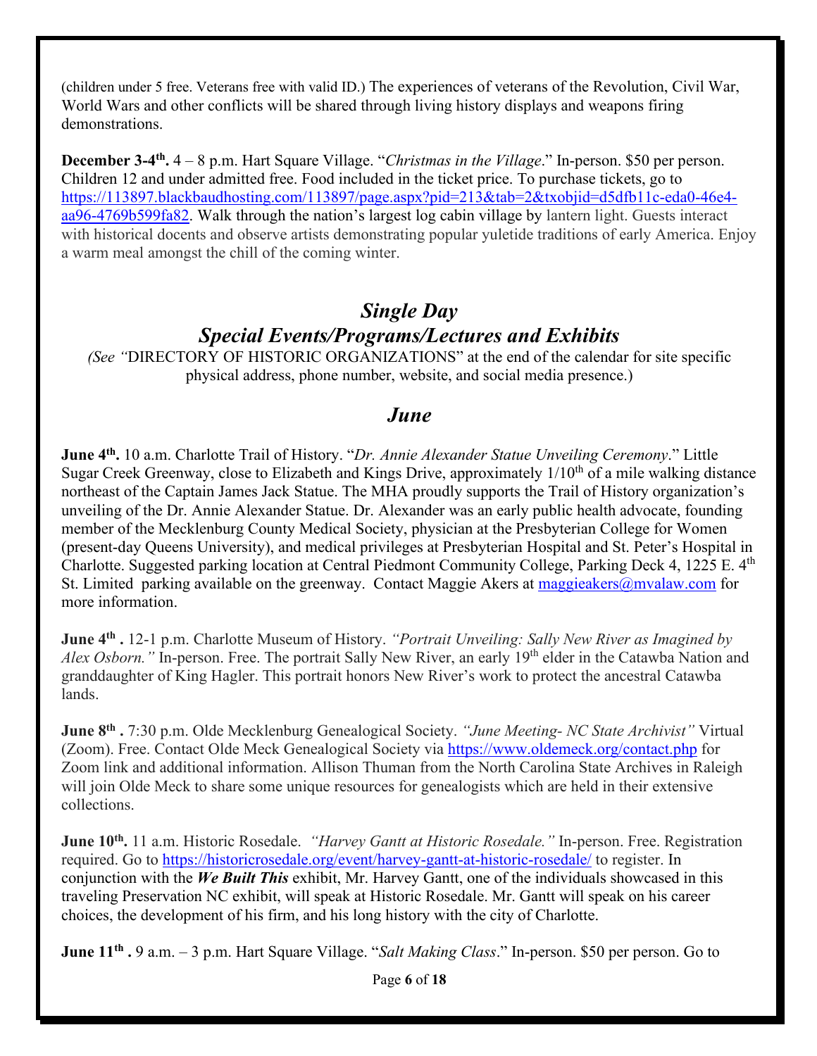(children under 5 free. Veterans free with valid ID.) The experiences of veterans of the Revolution, Civil War, World Wars and other conflicts will be shared through living history displays and weapons firing demonstrations.

**December 3-4th.** 4 – 8 p.m. Hart Square Village. "*Christmas in the Village*." In-person. $50 per person. Children 12 and under admitted free. Food included in the ticket price. To purchase tickets, go to https://113897.blackbaudhosting.com/113897/page.aspx?pid=213&tab=2&txobjid=d5dfb11c-eda0-46e4-aa96-4769b599fa82. Walk through the nation's largest log cabin village by lantern light. Guests interact with historical docents and observe artists demonstrating popular yuletide traditions of early America. Enjoy a warm meal amongst the chill of the coming winter.

## *Single Day*
## *Special Events/Programs/Lectures and Exhibits*

*(See "*DIRECTORY OF HISTORIC ORGANIZATIONS" at the end of the calendar for site specific physical address, phone number, website, and social media presence.)

## *June*

**June 4th.** 10 a.m. Charlotte Trail of History. "*Dr. Annie Alexander Statue Unveiling Ceremony*." Little Sugar Creek Greenway, close to Elizabeth and Kings Drive, approximately 1/10th of a mile walking distance northeast of the Captain James Jack Statue. The MHA proudly supports the Trail of History organization's unveiling of the Dr. Annie Alexander Statue. Dr. Alexander was an early public health advocate, founding member of the Mecklenburg County Medical Society, physician at the Presbyterian College for Women (present-day Queens University), and medical privileges at Presbyterian Hospital and St. Peter's Hospital in Charlotte. Suggested parking location at Central Piedmont Community College, Parking Deck 4, 1225 E. 4th St. Limited parking available on the greenway. Contact Maggie Akers at maggieakers@mvalaw.com for more information.

**June 4th .** 12-1 p.m. Charlotte Museum of History. *"Portrait Unveiling: Sally New River as Imagined by Alex Osborn."* In-person. Free. The portrait Sally New River, an early 19th elder in the Catawba Nation and granddaughter of King Hagler. This portrait honors New River's work to protect the ancestral Catawba lands.

**June 8th .** 7:30 p.m. Olde Mecklenburg Genealogical Society. *"June Meeting- NC State Archivist"* Virtual (Zoom). Free. Contact Olde Meck Genealogical Society via https://www.oldemeck.org/contact.php for Zoom link and additional information. Allison Thuman from the North Carolina State Archives in Raleigh will join Olde Meck to share some unique resources for genealogists which are held in their extensive collections.

**June 10th.** 11 a.m. Historic Rosedale. *"Harvey Gantt at Historic Rosedale."* In-person. Free. Registration required. Go to https://historicrosedale.org/event/harvey-gantt-at-historic-rosedale/ to register. In conjunction with the ***We Built This*** exhibit, Mr. Harvey Gantt, one of the individuals showcased in this traveling Preservation NC exhibit, will speak at Historic Rosedale. Mr. Gantt will speak on his career choices, the development of his firm, and his long history with the city of Charlotte.

**June 11th .** 9 a.m. – 3 p.m. Hart Square Village. "*Salt Making Class*." In-person. $50 per person. Go to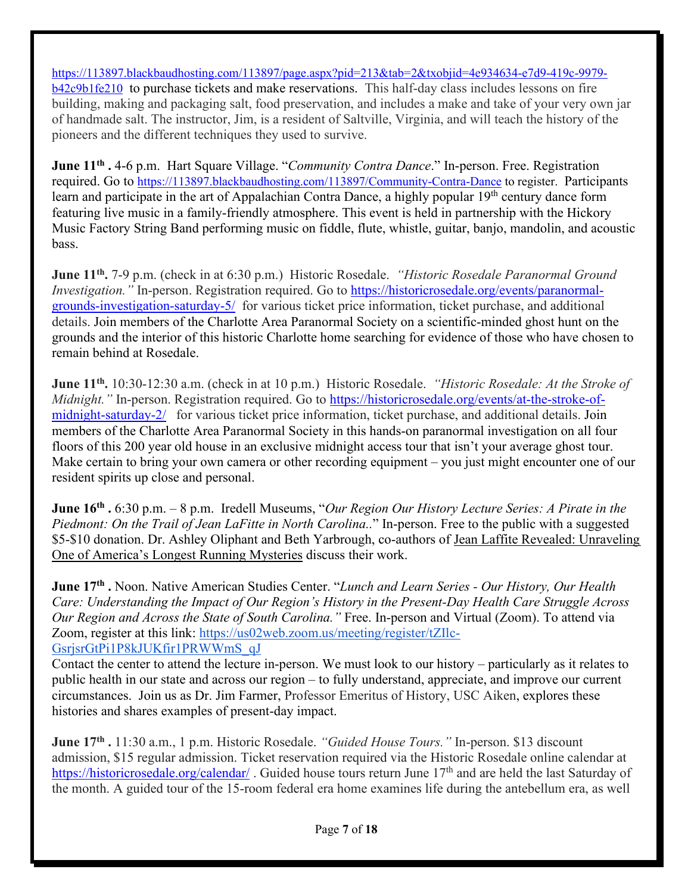https://113897.blackbaudhosting.com/113897/page.aspx?pid=213&tab=2&txobjid=4e934634-e7d9-419c-9979-b42c9b1fe210 to purchase tickets and make reservations. This half-day class includes lessons on fire building, making and packaging salt, food preservation, and includes a make and take of your very own jar of handmade salt. The instructor, Jim, is a resident of Saltville, Virginia, and will teach the history of the pioneers and the different techniques they used to survive.

**June 11th .** 4-6 p.m. Hart Square Village. "*Community Contra Dance*." In-person. Free. Registration required. Go to https://113897.blackbaudhosting.com/113897/Community-Contra-Dance to register. Participants learn and participate in the art of Appalachian Contra Dance, a highly popular 19th century dance form featuring live music in a family-friendly atmosphere. This event is held in partnership with the Hickory Music Factory String Band performing music on fiddle, flute, whistle, guitar, banjo, mandolin, and acoustic bass.

**June 11th.** 7-9 p.m. (check in at 6:30 p.m.) Historic Rosedale. *"Historic Rosedale Paranormal Ground Investigation."* In-person. Registration required. Go to https://historicrosedale.org/events/paranormal-grounds-investigation-saturday-5/ for various ticket price information, ticket purchase, and additional details. Join members of the Charlotte Area Paranormal Society on a scientific-minded ghost hunt on the grounds and the interior of this historic Charlotte home searching for evidence of those who have chosen to remain behind at Rosedale.

**June 11th.** 10:30-12:30 a.m. (check in at 10 p.m.) Historic Rosedale. *"Historic Rosedale: At the Stroke of Midnight."* In-person. Registration required. Go to https://historicrosedale.org/events/at-the-stroke-of-midnight-saturday-2/ for various ticket price information, ticket purchase, and additional details. Join members of the Charlotte Area Paranormal Society in this hands-on paranormal investigation on all four floors of this 200 year old house in an exclusive midnight access tour that isn't your average ghost tour. Make certain to bring your own camera or other recording equipment – you just might encounter one of our resident spirits up close and personal.

**June 16th .** 6:30 p.m. – 8 p.m. Iredell Museums, "*Our Region Our History Lecture Series: A Pirate in the Piedmont: On the Trail of Jean LaFitte in North Carolina.*." In-person. Free to the public with a suggested $5-$10 donation. Dr. Ashley Oliphant and Beth Yarbrough, co-authors of Jean Laffite Revealed: Unraveling One of America's Longest Running Mysteries discuss their work.

**June 17th .** Noon. Native American Studies Center. "*Lunch and Learn Series - Our History, Our Health Care: Understanding the Impact of Our Region's History in the Present-Day Health Care Struggle Across Our Region and Across the State of South Carolina."* Free. In-person and Virtual (Zoom). To attend via Zoom, register at this link: https://us02web.zoom.us/meeting/register/tZIlc-GsrjsrGtPi1P8kJUKfir1PRWWmS_qJ

Contact the center to attend the lecture in-person. We must look to our history – particularly as it relates to public health in our state and across our region – to fully understand, appreciate, and improve our current circumstances. Join us as Dr. Jim Farmer, Professor Emeritus of History, USC Aiken, explores these histories and shares examples of present-day impact.

**June 17th .** 11:30 a.m., 1 p.m. Historic Rosedale. *"Guided House Tours."* In-person. $13 discount admission, $15 regular admission. Ticket reservation required via the Historic Rosedale online calendar at https://historicrosedale.org/calendar/ . Guided house tours return June 17th and are held the last Saturday of the month. A guided tour of the 15-room federal era home examines life during the antebellum era, as well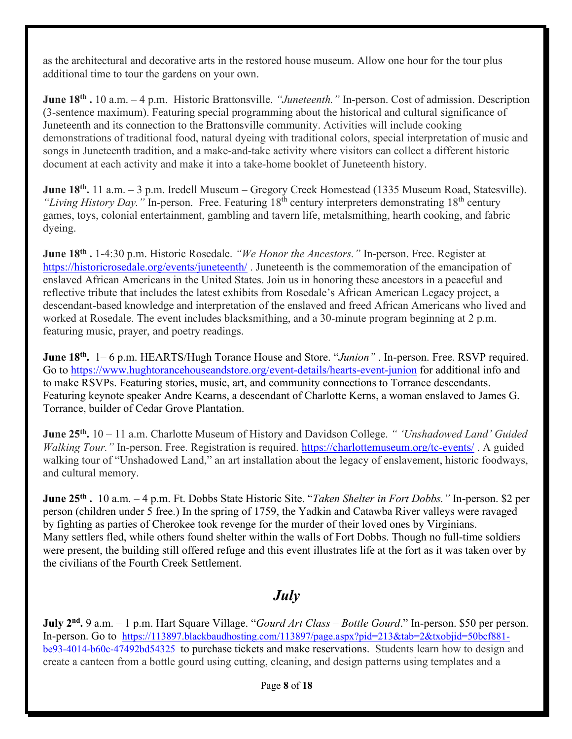as the architectural and decorative arts in the restored house museum. Allow one hour for the tour plus additional time to tour the gardens on your own.

**June 18th .** 10 a.m. – 4 p.m. Historic Brattonsville. *"Juneteenth."* In-person. Cost of admission. Description (3-sentence maximum). Featuring special programming about the historical and cultural significance of Juneteenth and its connection to the Brattonsville community. Activities will include cooking demonstrations of traditional food, natural dyeing with traditional colors, special interpretation of music and songs in Juneteenth tradition, and a make-and-take activity where visitors can collect a different historic document at each activity and make it into a take-home booklet of Juneteenth history.

**June 18th.** 11 a.m. – 3 p.m. Iredell Museum – Gregory Creek Homestead (1335 Museum Road, Statesville). *"Living History Day."* In-person. Free. Featuring 18th century interpreters demonstrating 18th century games, toys, colonial entertainment, gambling and tavern life, metalsmithing, hearth cooking, and fabric dyeing.

**June 18th .** 1-4:30 p.m. Historic Rosedale. *"We Honor the Ancestors."* In-person. Free. Register at https://historicrosedale.org/events/juneteenth/ . Juneteenth is the commemoration of the emancipation of enslaved African Americans in the United States. Join us in honoring these ancestors in a peaceful and reflective tribute that includes the latest exhibits from Rosedale's African American Legacy project, a descendant-based knowledge and interpretation of the enslaved and freed African Americans who lived and worked at Rosedale. The event includes blacksmithing, and a 30-minute program beginning at 2 p.m. featuring music, prayer, and poetry readings.

**June 18th.** 1– 6 p.m. HEARTS/Hugh Torance House and Store. "*Junion"* . In-person. Free. RSVP required. Go to https://www.hughtorancehouseandstore.org/event-details/hearts-event-junion for additional info and to make RSVPs. Featuring stories, music, art, and community connections to Torrance descendants. Featuring keynote speaker Andre Kearns, a descendant of Charlotte Kerns, a woman enslaved to James G. Torrance, builder of Cedar Grove Plantation.

**June 25th.** 10 – 11 a.m. Charlotte Museum of History and Davidson College. *" 'Unshadowed Land' Guided Walking Tour."* In-person. Free. Registration is required. https://charlottemuseum.org/tc-events/ . A guided walking tour of "Unshadowed Land," an art installation about the legacy of enslavement, historic foodways, and cultural memory.

**June 25th .** 10 a.m. – 4 p.m. Ft. Dobbs State Historic Site. "*Taken Shelter in Fort Dobbs."* In-person. $2 per person (children under 5 free.) In the spring of 1759, the Yadkin and Catawba River valleys were ravaged by fighting as parties of Cherokee took revenge for the murder of their loved ones by Virginians. Many settlers fled, while others found shelter within the walls of Fort Dobbs. Though no full-time soldiers were present, the building still offered refuge and this event illustrates life at the fort as it was taken over by the civilians of the Fourth Creek Settlement.

## *July*

**July 2nd.** 9 a.m. – 1 p.m. Hart Square Village. "*Gourd Art Class – Bottle Gourd*." In-person. $50 per person. In-person. Go to https://113897.blackbaudhosting.com/113897/page.aspx?pid=213&tab=2&txobjid=50bcf881-be93-4014-b60c-47492bd54325 to purchase tickets and make reservations. Students learn how to design and create a canteen from a bottle gourd using cutting, cleaning, and design patterns using templates and a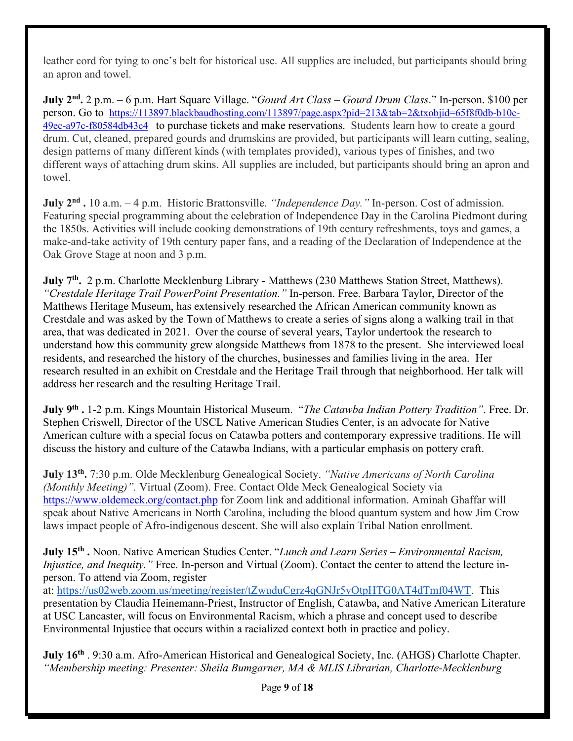leather cord for tying to one's belt for historical use. All supplies are included, but participants should bring an apron and towel.

**July 2nd.** 2 p.m. – 6 p.m. Hart Square Village. "*Gourd Art Class – Gourd Drum Class*." In-person. $100 per person. Go to https://113897.blackbaudhosting.com/113897/page.aspx?pid=213&tab=2&txobjid=65f8f0db-b10c-49ec-a97c-f80584db43c4 to purchase tickets and make reservations. Students learn how to create a gourd drum. Cut, cleaned, prepared gourds and drumskins are provided, but participants will learn cutting, sealing, design patterns of many different kinds (with templates provided), various types of finishes, and two different ways of attaching drum skins. All supplies are included, but participants should bring an apron and towel.

**July 2nd .** 10 a.m. – 4 p.m. Historic Brattonsville. *"Independence Day."* In-person. Cost of admission. Featuring special programming about the celebration of Independence Day in the Carolina Piedmont during the 1850s. Activities will include cooking demonstrations of 19th century refreshments, toys and games, a make-and-take activity of 19th century paper fans, and a reading of the Declaration of Independence at the Oak Grove Stage at noon and 3 p.m.

**July 7th.** 2 p.m. Charlotte Mecklenburg Library - Matthews (230 Matthews Station Street, Matthews). *"Crestdale Heritage Trail PowerPoint Presentation."* In-person. Free. Barbara Taylor, Director of the Matthews Heritage Museum, has extensively researched the African American community known as Crestdale and was asked by the Town of Matthews to create a series of signs along a walking trail in that area, that was dedicated in 2021. Over the course of several years, Taylor undertook the research to understand how this community grew alongside Matthews from 1878 to the present. She interviewed local residents, and researched the history of the churches, businesses and families living in the area. Her research resulted in an exhibit on Crestdale and the Heritage Trail through that neighborhood. Her talk will address her research and the resulting Heritage Trail.

**July 9th .** 1-2 p.m. Kings Mountain Historical Museum. "*The Catawba Indian Pottery Tradition*". Free. Dr. Stephen Criswell, Director of the USCL Native American Studies Center, is an advocate for Native American culture with a special focus on Catawba potters and contemporary expressive traditions. He will discuss the history and culture of the Catawba Indians, with a particular emphasis on pottery craft.

**July 13th.** 7:30 p.m. Olde Mecklenburg Genealogical Society. *"Native Americans of North Carolina (Monthly Meeting)".* Virtual (Zoom). Free. Contact Olde Meck Genealogical Society via https://www.oldemeck.org/contact.php for Zoom link and additional information. Aminah Ghaffar will speak about Native Americans in North Carolina, including the blood quantum system and how Jim Crow laws impact people of Afro-indigenous descent. She will also explain Tribal Nation enrollment.

**July 15th .** Noon. Native American Studies Center. "*Lunch and Learn Series – Environmental Racism, Injustice, and Inequity."* Free. In-person and Virtual (Zoom). Contact the center to attend the lecture in-person. To attend via Zoom, register at: https://us02web.zoom.us/meeting/register/tZwuduCgrz4qGNJr5vOtpHTG0AT4dTmf04WT. This presentation by Claudia Heinemann-Priest, Instructor of English, Catawba, and Native American Literature at USC Lancaster, will focus on Environmental Racism, which a phrase and concept used to describe Environmental Injustice that occurs within a racialized context both in practice and policy.

**July 16th** . 9:30 a.m. Afro-American Historical and Genealogical Society, Inc. (AHGS) Charlotte Chapter. *"Membership meeting: Presenter: Sheila Bumgarner, MA & MLIS Librarian, Charlotte-Mecklenburg*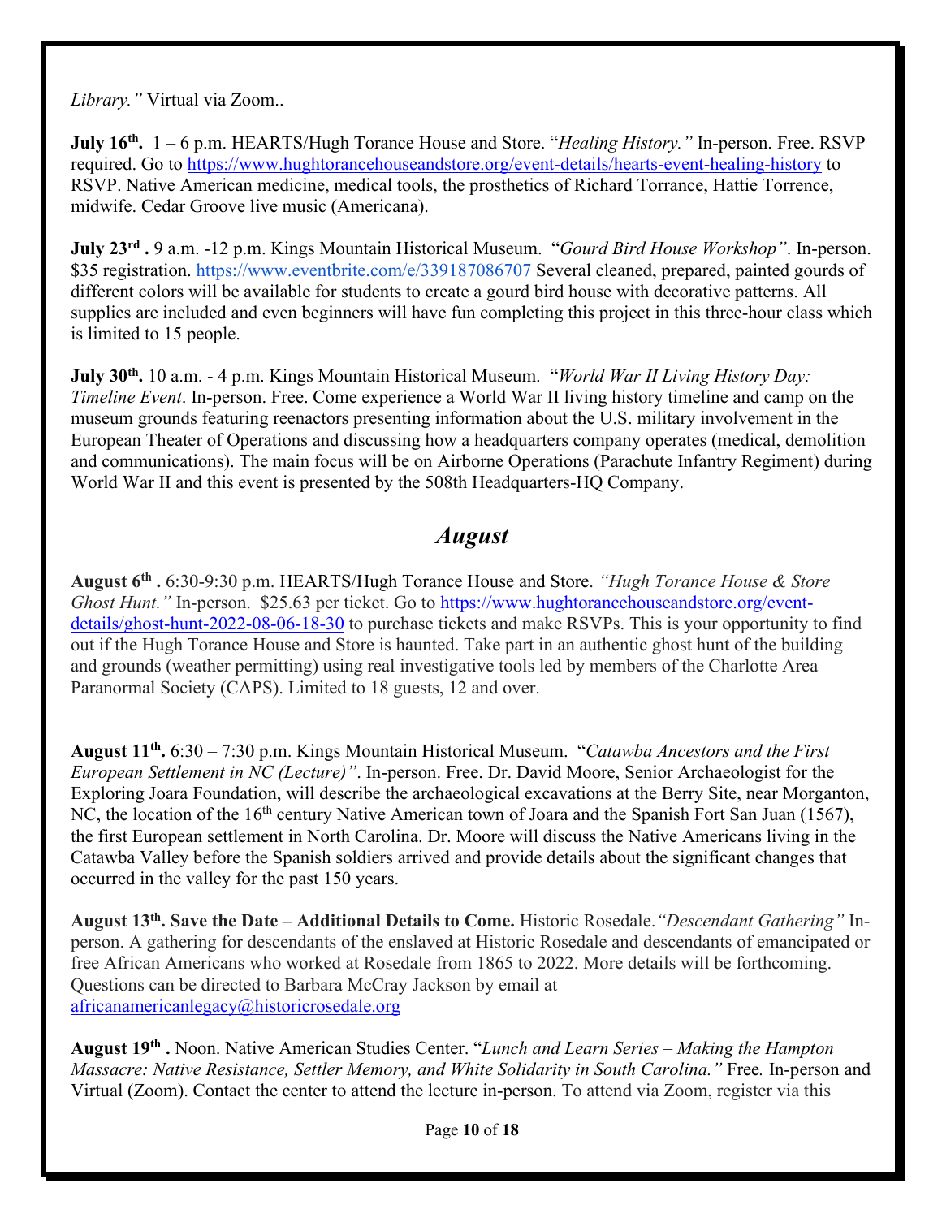*Library."* Virtual via Zoom..

**July 16th.** 1 – 6 p.m. HEARTS/Hugh Torance House and Store. "*Healing History."* In-person. Free. RSVP required. Go to https://www.hughtorancehouseandstore.org/event-details/hearts-event-healing-history to RSVP. Native American medicine, medical tools, the prosthetics of Richard Torrance, Hattie Torrence, midwife. Cedar Groove live music (Americana).

**July 23rd .** 9 a.m. -12 p.m. Kings Mountain Historical Museum. "*Gourd Bird House Workshop"*. In-person. $35 registration. https://www.eventbrite.com/e/339187086707 Several cleaned, prepared, painted gourds of different colors will be available for students to create a gourd bird house with decorative patterns. All supplies are included and even beginners will have fun completing this project in this three-hour class which is limited to 15 people.

**July 30th.** 10 a.m. - 4 p.m. Kings Mountain Historical Museum. "*World War II Living History Day: Timeline Event*. In-person. Free. Come experience a World War II living history timeline and camp on the museum grounds featuring reenactors presenting information about the U.S. military involvement in the European Theater of Operations and discussing how a headquarters company operates (medical, demolition and communications). The main focus will be on Airborne Operations (Parachute Infantry Regiment) during World War II and this event is presented by the 508th Headquarters-HQ Company.

## *August*

**August 6th .** 6:30-9:30 p.m. HEARTS/Hugh Torance House and Store. *"Hugh Torance House & Store Ghost Hunt."* In-person. $25.63 per ticket. Go to https://www.hughtorancehouseandstore.org/event-details/ghost-hunt-2022-08-06-18-30 to purchase tickets and make RSVPs. This is your opportunity to find out if the Hugh Torance House and Store is haunted. Take part in an authentic ghost hunt of the building and grounds (weather permitting) using real investigative tools led by members of the Charlotte Area Paranormal Society (CAPS). Limited to 18 guests, 12 and over.

**August 11th.** 6:30 – 7:30 p.m. Kings Mountain Historical Museum. "*Catawba Ancestors and the First European Settlement in NC (Lecture)"*. In-person. Free. Dr. David Moore, Senior Archaeologist for the Exploring Joara Foundation, will describe the archaeological excavations at the Berry Site, near Morganton, NC, the location of the 16th century Native American town of Joara and the Spanish Fort San Juan (1567), the first European settlement in North Carolina. Dr. Moore will discuss the Native Americans living in the Catawba Valley before the Spanish soldiers arrived and provide details about the significant changes that occurred in the valley for the past 150 years.

**August 13th. Save the Date – Additional Details to Come.** Historic Rosedale.*"Descendant Gathering"* In-person. A gathering for descendants of the enslaved at Historic Rosedale and descendants of emancipated or free African Americans who worked at Rosedale from 1865 to 2022. More details will be forthcoming. Questions can be directed to Barbara McCray Jackson by email at africanamericanlegacy@historicrosedale.org

**August 19th .** Noon. Native American Studies Center. "*Lunch and Learn Series – Making the Hampton Massacre: Native Resistance, Settler Memory, and White Solidarity in South Carolina."* Free. In-person and Virtual (Zoom). Contact the center to attend the lecture in-person. To attend via Zoom, register via this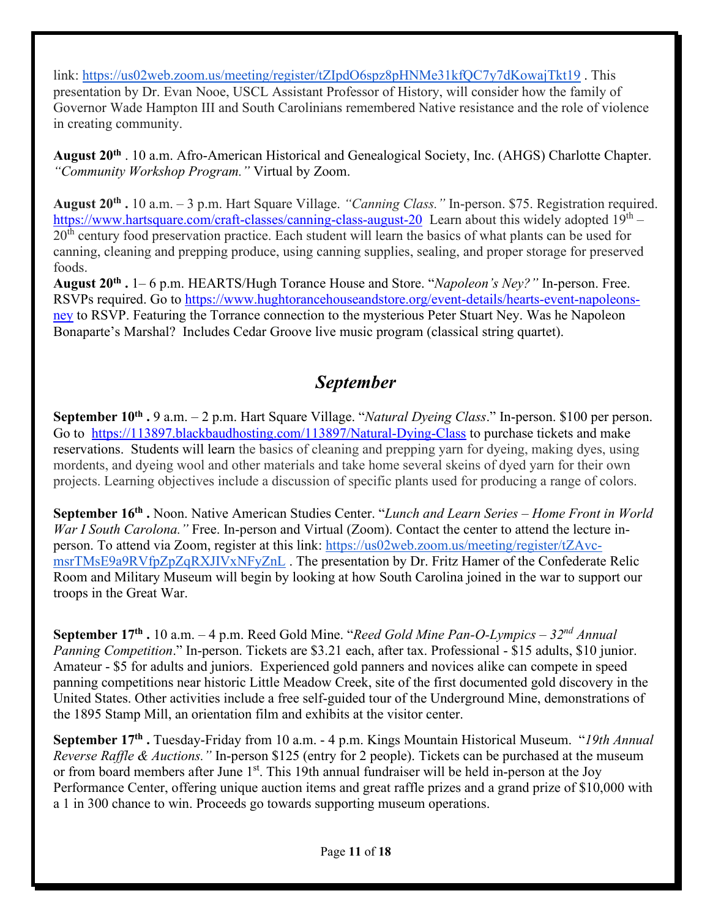link: https://us02web.zoom.us/meeting/register/tZIpdO6spz8pHNMe31kfQC7y7dKowajTkt19 . This presentation by Dr. Evan Nooe, USCL Assistant Professor of History, will consider how the family of Governor Wade Hampton III and South Carolinians remembered Native resistance and the role of violence in creating community.

**August 20th** . 10 a.m. Afro-American Historical and Genealogical Society, Inc. (AHGS) Charlotte Chapter. *"Community Workshop Program."* Virtual by Zoom.

**August 20th .** 10 a.m. – 3 p.m. Hart Square Village. *"Canning Class."* In-person. $75. Registration required. https://www.hartsquare.com/craft-classes/canning-class-august-20 Learn about this widely adopted 19th – 20th century food preservation practice. Each student will learn the basics of what plants can be used for canning, cleaning and prepping produce, using canning supplies, sealing, and proper storage for preserved foods.

**August 20th .** 1– 6 p.m. HEARTS/Hugh Torance House and Store. "*Napoleon's Ney?"* In-person. Free. RSVPs required. Go to https://www.hughtorancehouseandstore.org/event-details/hearts-event-napoleons-ney to RSVP. Featuring the Torrance connection to the mysterious Peter Stuart Ney. Was he Napoleon Bonaparte's Marshal? Includes Cedar Groove live music program (classical string quartet).

## *September*

**September 10th .** 9 a.m. – 2 p.m. Hart Square Village. "*Natural Dyeing Class*." In-person. $100 per person. Go to https://113897.blackbaudhosting.com/113897/Natural-Dying-Class to purchase tickets and make reservations. Students will learn the basics of cleaning and prepping yarn for dyeing, making dyes, using mordents, and dyeing wool and other materials and take home several skeins of dyed yarn for their own projects. Learning objectives include a discussion of specific plants used for producing a range of colors.

**September 16th .** Noon. Native American Studies Center. "*Lunch and Learn Series – Home Front in World War I South Carolona."* Free. In-person and Virtual (Zoom). Contact the center to attend the lecture in-person. To attend via Zoom, register at this link: https://us02web.zoom.us/meeting/register/tZAvc-msrTMsE9a9RVfpZpZqRXJIVxNFyZnL . The presentation by Dr. Fritz Hamer of the Confederate Relic Room and Military Museum will begin by looking at how South Carolina joined in the war to support our troops in the Great War.

**September 17th .** 10 a.m. – 4 p.m. Reed Gold Mine. "*Reed Gold Mine Pan-O-Lympics – 32nd Annual Panning Competition*." In-person. Tickets are $3.21 each, after tax. Professional - $15 adults, $10 junior. Amateur - $5 for adults and juniors. Experienced gold panners and novices alike can compete in speed panning competitions near historic Little Meadow Creek, site of the first documented gold discovery in the United States. Other activities include a free self-guided tour of the Underground Mine, demonstrations of the 1895 Stamp Mill, an orientation film and exhibits at the visitor center.

**September 17th .** Tuesday-Friday from 10 a.m. - 4 p.m. Kings Mountain Historical Museum. "*19th Annual Reverse Raffle & Auctions."* In-person $125 (entry for 2 people). Tickets can be purchased at the museum or from board members after June 1st. This 19th annual fundraiser will be held in-person at the Joy Performance Center, offering unique auction items and great raffle prizes and a grand prize of $10,000 with a 1 in 300 chance to win. Proceeds go towards supporting museum operations.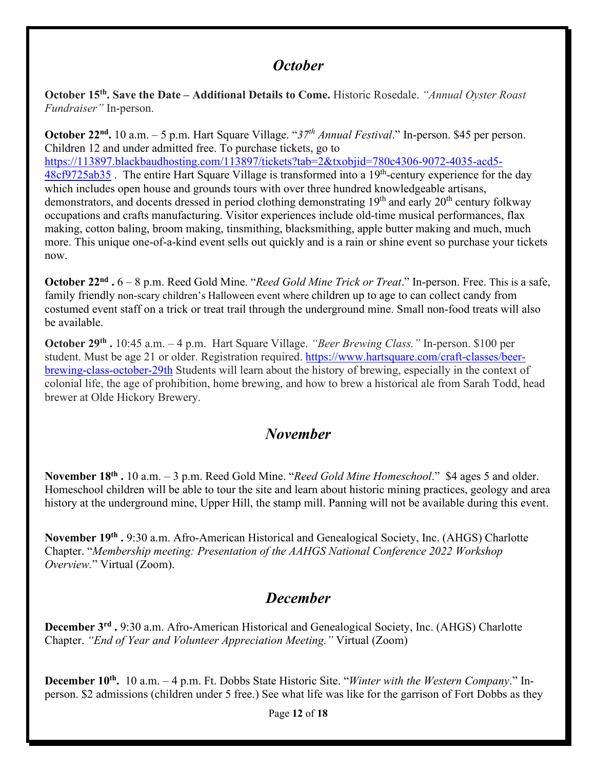## *October*

**October 15th. Save the Date – Additional Details to Come.** Historic Rosedale. *"Annual Oyster Roast Fundraiser"* In-person.

**October 22nd.** 10 a.m. – 5 p.m. Hart Square Village. "*37th Annual Festival*." In-person. $45 per person. Children 12 and under admitted free. To purchase tickets, go to [https://113897.blackbaudhosting.com/113897/tickets?tab=2&txobjid=780c4306-9072-4035-acd5-48cf9725ab35](https://113897.blackbaudhosting.com/113897/tickets?tab=2&txobjid=780c4306-9072-4035-acd5-48cf9725ab35) . The entire Hart Square Village is transformed into a 19th-century experience for the day which includes open house and grounds tours with over three hundred knowledgeable artisans, demonstrators, and docents dressed in period clothing demonstrating 19th and early 20th century folkway occupations and crafts manufacturing. Visitor experiences include old-time musical performances, flax making, cotton baling, broom making, tinsmithing, blacksmithing, apple butter making and much, much more. This unique one-of-a-kind event sells out quickly and is a rain or shine event so purchase your tickets now.

**October 22nd .** 6 – 8 p.m. Reed Gold Mine. "*Reed Gold Mine Trick or Treat*." In-person. Free. This is a safe, family friendly non-scary children's Halloween event where children up to age to can collect candy from costumed event staff on a trick or treat trail through the underground mine. Small non-food treats will also be available.

**October 29th .** 10:45 a.m. – 4 p.m. Hart Square Village. *"Beer Brewing Class."* In-person. $100 per student. Must be age 21 or older. Registration required. [https://www.hartsquare.com/craft-classes/beer-brewing-class-october-29th](https://www.hartsquare.com/craft-classes/beer-brewing-class-october-29th) Students will learn about the history of brewing, especially in the context of colonial life, the age of prohibition, home brewing, and how to brew a historical ale from Sarah Todd, head brewer at Olde Hickory Brewery.

## *November*

**November 18th .** 10 a.m. – 3 p.m. Reed Gold Mine. "*Reed Gold Mine Homeschool*." $4 ages 5 and older. Homeschool children will be able to tour the site and learn about historic mining practices, geology and area history at the underground mine, Upper Hill, the stamp mill. Panning will not be available during this event.

**November 19th .** 9:30 a.m. Afro-American Historical and Genealogical Society, Inc. (AHGS) Charlotte Chapter. "*Membership meeting: Presentation of the AAHGS National Conference 2022 Workshop Overview.*" Virtual (Zoom).

## *December*

**December 3rd .** 9:30 a.m. Afro-American Historical and Genealogical Society, Inc. (AHGS) Charlotte Chapter. *"End of Year and Volunteer Appreciation Meeting."* Virtual (Zoom)

**December 10th.** 10 a.m. – 4 p.m. Ft. Dobbs State Historic Site. "*Winter with the Western Company*." In-person. $2 admissions (children under 5 free.) See what life was like for the garrison of Fort Dobbs as they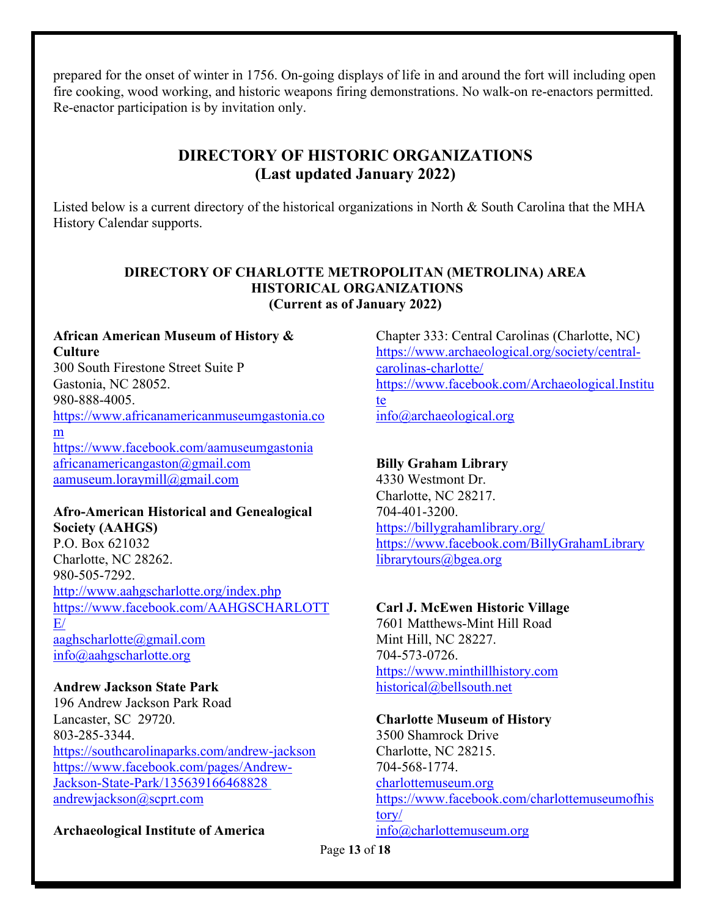prepared for the onset of winter in 1756. On-going displays of life in and around the fort will including open fire cooking, wood working, and historic weapons firing demonstrations. No walk-on re-enactors permitted. Re-enactor participation is by invitation only.

## DIRECTORY OF HISTORIC ORGANIZATIONS
## (Last updated January 2022)

Listed below is a current directory of the historical organizations in North & South Carolina that the MHA History Calendar supports.

### DIRECTORY OF CHARLOTTE METROPOLITAN (METROLINA) AREA HISTORICAL ORGANIZATIONS
### (Current as of January 2022)

**African American Museum of History & Culture**
300 South Firestone Street Suite P
Gastonia, NC 28052.
980-888-4005.
https://www.africanamericanmuseumgastonia.com
https://www.facebook.com/aamuseumgastonia
africanamericangaston@gmail.com
aamuseum.loraymill@gmail.com

**Afro-American Historical and Genealogical Society (AAHGS)**
P.O. Box 621032
Charlotte, NC 28262.
980-505-7292.
http://www.aahgscharlotte.org/index.php
https://www.facebook.com/AAHGSCHARLOTTE/
aaghscharlotte@gmail.com
info@aahgscharlotte.org

**Andrew Jackson State Park**
196 Andrew Jackson Park Road
Lancaster, SC 29720.
803-285-3344.
https://southcarolinaparks.com/andrew-jackson
https://www.facebook.com/pages/Andrew-Jackson-State-Park/135639166468828
andrewjackson@scprt.com

**Archaeological Institute of America**
Chapter 333: Central Carolinas (Charlotte, NC)
https://www.archaeological.org/society/central-carolinas-charlotte/
https://www.facebook.com/Archaeological.Institute
info@archaeological.org

**Billy Graham Library**
4330 Westmont Dr.
Charlotte, NC 28217.
704-401-3200.
https://billygrahamlibrary.org/
https://www.facebook.com/BillyGrahamLibrary
librarytours@bgea.org

**Carl J. McEwen Historic Village**
7601 Matthews-Mint Hill Road
Mint Hill, NC 28227.
704-573-0726.
https://www.minthillhistory.com
historical@bellsouth.net

**Charlotte Museum of History**
3500 Shamrock Drive
Charlotte, NC 28215.
704-568-1774.
charlottemuseum.org
https://www.facebook.com/charlottemuseumofhistory/
info@charlottemuseum.org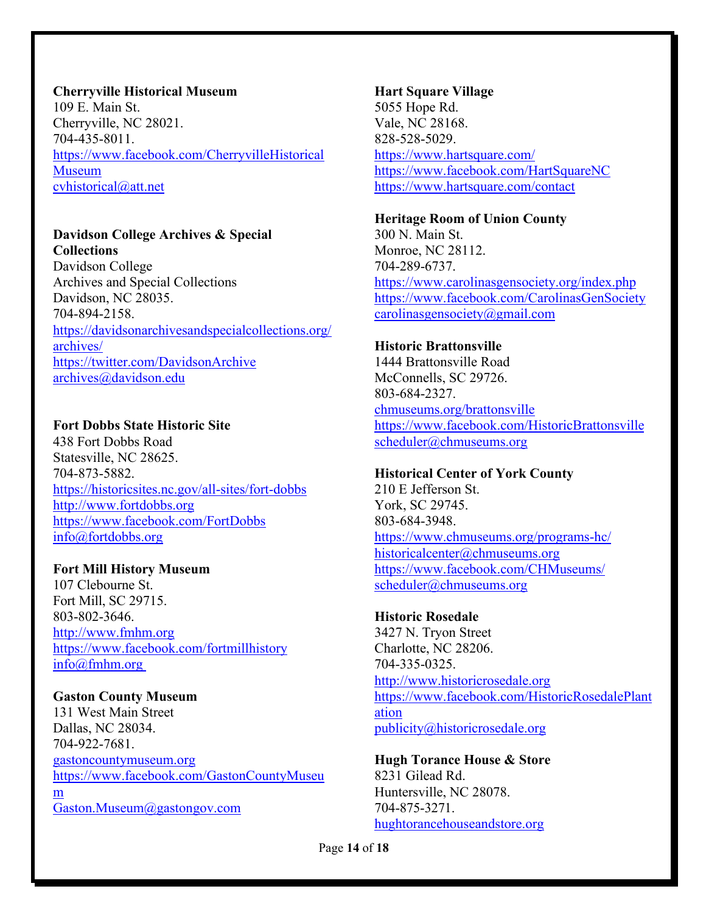**Cherryville Historical Museum**
109 E. Main St.
Cherryville, NC 28021.
704-435-8011.
https://www.facebook.com/CherryvilleHistoricalMuseum
cvhistorical@att.net

**Davidson College Archives & Special Collections**
Davidson College
Archives and Special Collections
Davidson, NC 28035.
704-894-2158.
https://davidsonarchivesandspecialcollections.org/archives/
https://twitter.com/DavidsonArchive
archives@davidson.edu

**Fort Dobbs State Historic Site**
438 Fort Dobbs Road
Statesville, NC 28625.
704-873-5882.
https://historicsites.nc.gov/all-sites/fort-dobbs
http://www.fortdobbs.org
https://www.facebook.com/FortDobbs
info@fortdobbs.org

**Fort Mill History Museum**
107 Clebourne St.
Fort Mill, SC 29715.
803-802-3646.
http://www.fmhm.org
https://www.facebook.com/fortmillhistory
info@fmhm.org

**Gaston County Museum**
131 West Main Street
Dallas, NC 28034.
704-922-7681.
gastoncountymuseum.org
https://www.facebook.com/GastonCountyMuseum
Gaston.Museum@gastongov.com

**Hart Square Village**
5055 Hope Rd.
Vale, NC 28168.
828-528-5029.
https://www.hartsquare.com/
https://www.facebook.com/HartSquareNC
https://www.hartsquare.com/contact

**Heritage Room of Union County**
300 N. Main St.
Monroe, NC 28112.
704-289-6737.
https://www.carolinasgensociety.org/index.php
https://www.facebook.com/CarolinasGenSociety
carolinasgensociety@gmail.com

**Historic Brattonsville**
1444 Brattonsville Road
McConnells, SC 29726.
803-684-2327.
chmuseums.org/brattonsville
https://www.facebook.com/HistoricBrattonsville
scheduler@chmuseums.org

**Historical Center of York County**
210 E Jefferson St.
York, SC 29745.
803-684-3948.
https://www.chmuseums.org/programs-hc/
historicalcenter@chmuseums.org
https://www.facebook.com/CHMuseums/
scheduler@chmuseums.org

**Historic Rosedale**
3427 N. Tryon Street
Charlotte, NC 28206.
704-335-0325.
http://www.historicrosedale.org
https://www.facebook.com/HistoricRosedalePlantation
publicity@historicrosedale.org

**Hugh Torance House & Store**
8231 Gilead Rd.
Huntersville, NC 28078.
704-875-3271.
hughtorancehouseandstore.org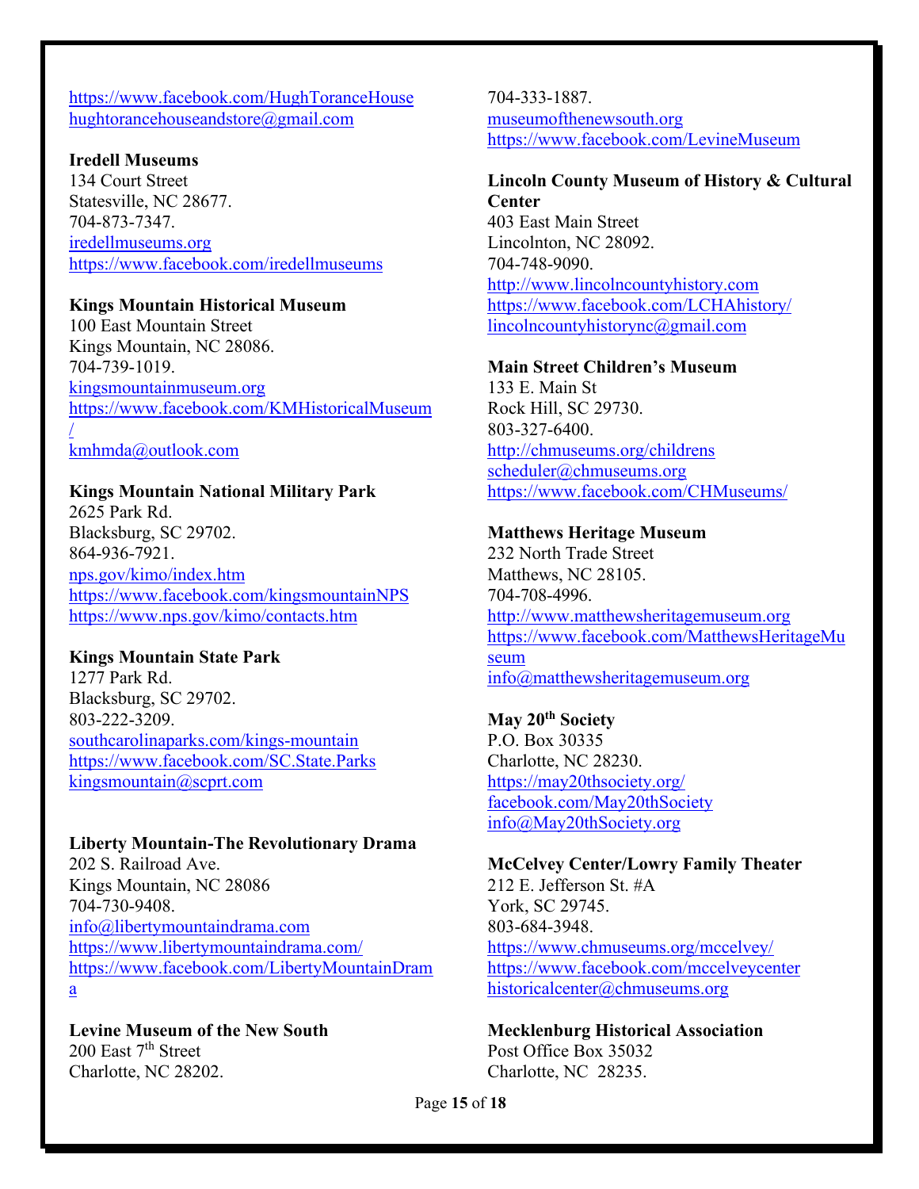https://www.facebook.com/HughToranceHouse
hughtorancehouseandstore@gmail.com

**Iredell Museums**
134 Court Street
Statesville, NC 28677.
704-873-7347.
iredellmuseums.org
https://www.facebook.com/iredellmuseums

**Kings Mountain Historical Museum**
100 East Mountain Street
Kings Mountain, NC 28086.
704-739-1019.
kingsmountainmuseum.org
https://www.facebook.com/KMHistoricalMuseum/
kmhmda@outlook.com

**Kings Mountain National Military Park**
2625 Park Rd.
Blacksburg, SC 29702.
864-936-7921.
nps.gov/kimo/index.htm
https://www.facebook.com/kingsmountainNPS
https://www.nps.gov/kimo/contacts.htm

**Kings Mountain State Park**
1277 Park Rd.
Blacksburg, SC 29702.
803-222-3209.
southcarolinaparks.com/kings-mountain
https://www.facebook.com/SC.State.Parks
kingsmountain@scprt.com

**Liberty Mountain-The Revolutionary Drama**
202 S. Railroad Ave.
Kings Mountain, NC 28086
704-730-9408.
info@libertymountaindrama.com
https://www.libertymountaindrama.com/
https://www.facebook.com/LibertyMountainDrama

**Levine Museum of the New South**
200 East 7th Street
Charlotte, NC 28202.
704-333-1887.
museumofthenewsouth.org
https://www.facebook.com/LevineMuseum

**Lincoln County Museum of History & Cultural Center**
403 East Main Street
Lincolnton, NC 28092.
704-748-9090.
http://www.lincolncountyhistory.com
https://www.facebook.com/LCHAhistory/
lincolncountyhistorync@gmail.com

**Main Street Children's Museum**
133 E. Main St
Rock Hill, SC 29730.
803-327-6400.
http://chmuseums.org/childrens
scheduler@chmuseums.org
https://www.facebook.com/CHMuseums/

**Matthews Heritage Museum**
232 North Trade Street
Matthews, NC 28105.
704-708-4996.
http://www.matthewsheritagemuseum.org
https://www.facebook.com/MatthewsHeritageMuseum
info@matthewsheritagemuseum.org

**May 20th Society**
P.O. Box 30335
Charlotte, NC 28230.
https://may20thsociety.org/
facebook.com/May20thSociety
info@May20thSociety.org

**McCelvey Center/Lowry Family Theater**
212 E. Jefferson St. #A
York, SC 29745.
803-684-3948.
https://www.chmuseums.org/mccelvey/
https://www.facebook.com/mccelveycenter
historicalcenter@chmuseums.org

**Mecklenburg Historical Association**
Post Office Box 35032
Charlotte, NC 28235.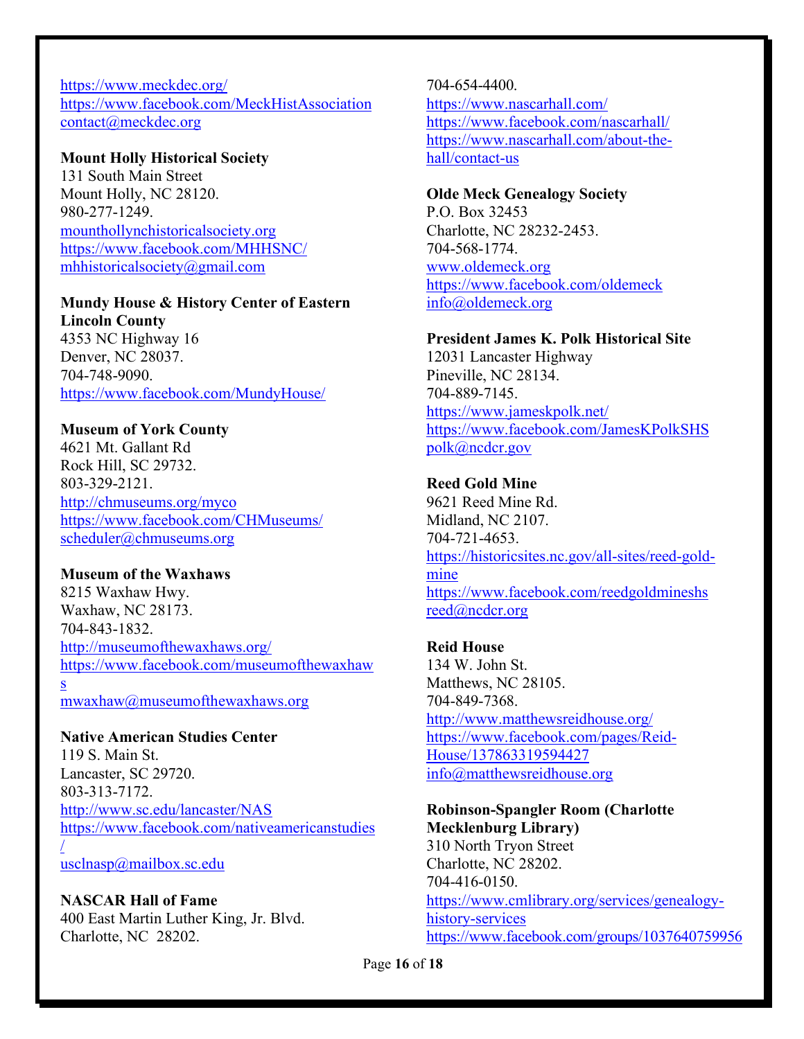https://www.meckdec.org/
https://www.facebook.com/MeckHistAssociation
contact@meckdec.org

**Mount Holly Historical Society**
131 South Main Street
Mount Holly, NC 28120.
980-277-1249.
mounthollynchistoricalsociety.org
https://www.facebook.com/MHHSNC/
mhhistoricalsociety@gmail.com

**Mundy House & History Center of Eastern Lincoln County**
4353 NC Highway 16
Denver, NC 28037.
704-748-9090.
https://www.facebook.com/MundyHouse/

**Museum of York County**
4621 Mt. Gallant Rd
Rock Hill, SC 29732.
803-329-2121.
http://chmuseums.org/myco
https://www.facebook.com/CHMuseums/
scheduler@chmuseums.org

**Museum of the Waxhaws**
8215 Waxhaw Hwy.
Waxhaw, NC 28173.
704-843-1832.
http://museumofthewaxhaws.org/
https://www.facebook.com/museumofthewaxhaws
mwaxhaw@museumofthewaxhaws.org

**Native American Studies Center**
119 S. Main St.
Lancaster, SC 29720.
803-313-7172.
http://www.sc.edu/lancaster/NAS
https://www.facebook.com/nativeamericanstudies/
usclnasp@mailbox.sc.edu

**NASCAR Hall of Fame**
400 East Martin Luther King, Jr. Blvd.
Charlotte, NC 28202.
704-654-4400.
https://www.nascarhall.com/
https://www.facebook.com/nascarhall/
https://www.nascarhall.com/about-the-hall/contact-us

**Olde Meck Genealogy Society**
P.O. Box 32453
Charlotte, NC 28232-2453.
704-568-1774.
www.oldemeck.org
https://www.facebook.com/oldemeck
info@oldemeck.org

**President James K. Polk Historical Site**
12031 Lancaster Highway
Pineville, NC 28134.
704-889-7145.
https://www.jameskpolk.net/
https://www.facebook.com/JamesKPolkSHS
polk@ncdcr.gov

**Reed Gold Mine**
9621 Reed Mine Rd.
Midland, NC 2107.
704-721-4653.
https://historicsites.nc.gov/all-sites/reed-gold-mine
https://www.facebook.com/reedgoldmineshs
reed@ncdcr.org

**Reid House**
134 W. John St.
Matthews, NC 28105.
704-849-7368.
http://www.matthewsreidhouse.org/
https://www.facebook.com/pages/Reid-House/137863319594427
info@matthewsreidhouse.org

**Robinson-Spangler Room (Charlotte Mecklenburg Library)**
310 North Tryon Street
Charlotte, NC 28202.
704-416-0150.
https://www.cmlibrary.org/services/genealogy-history-services
https://www.facebook.com/groups/1037640759956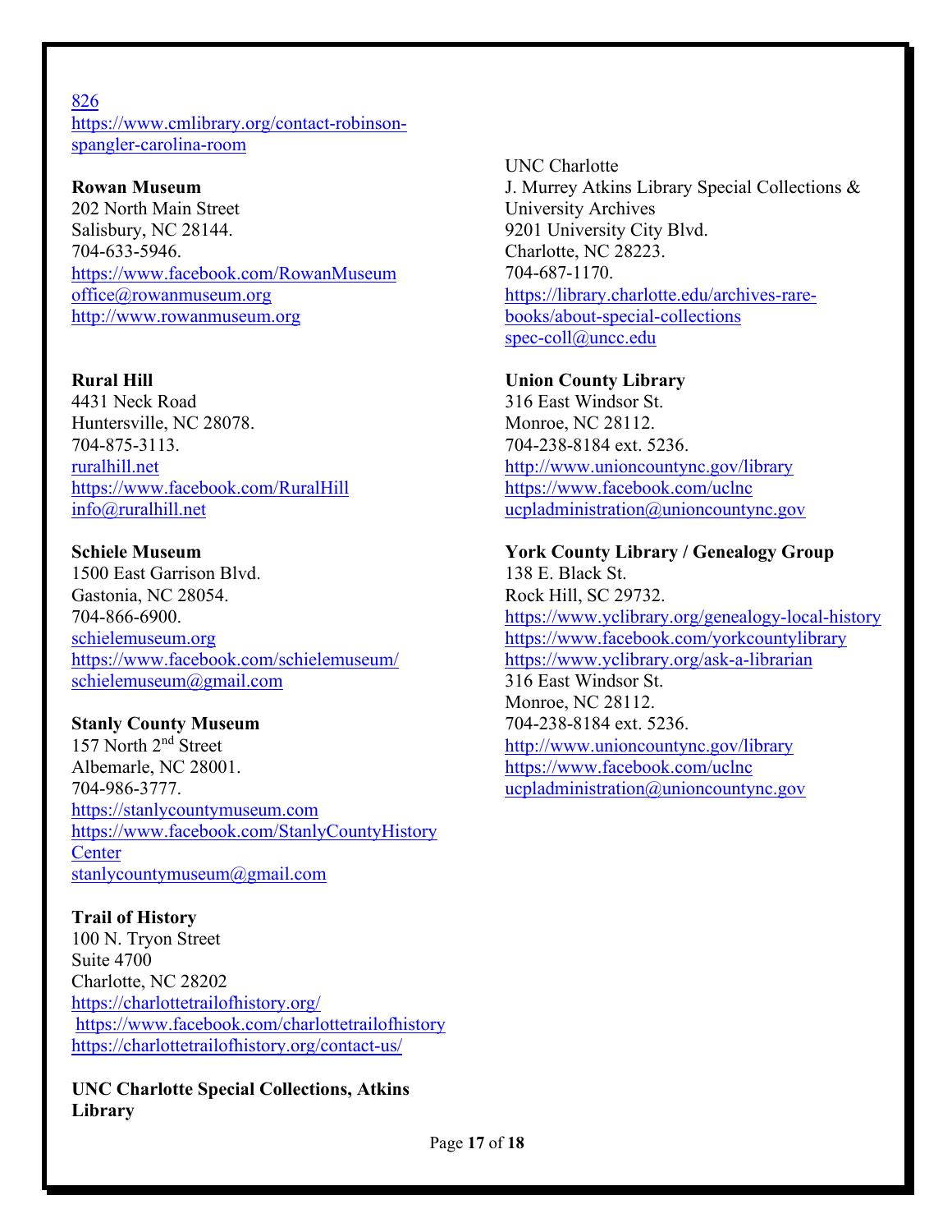826
https://www.cmlibrary.org/contact-robinson-spangler-carolina-room

**Rowan Museum**
202 North Main Street
Salisbury, NC 28144.
704-633-5946.
https://www.facebook.com/RowanMuseum
office@rowanmuseum.org
http://www.rowanmuseum.org

**Rural Hill**
4431 Neck Road
Huntersville, NC 28078.
704-875-3113.
ruralhill.net
https://www.facebook.com/RuralHill
info@ruralhill.net

**Schiele Museum**
1500 East Garrison Blvd.
Gastonia, NC 28054.
704-866-6900.
schielemuseum.org
https://www.facebook.com/schielemuseum/
schielemuseum@gmail.com

**Stanly County Museum**
157 North 2nd Street
Albemarle, NC 28001.
704-986-3777.
https://stanlycountymuseum.com
https://www.facebook.com/StanlyCountyHistoryCenter
stanlycountymuseum@gmail.com

**Trail of History**
100 N. Tryon Street
Suite 4700
Charlotte, NC 28202
https://charlottetrailofhistory.org/
https://www.facebook.com/charlottetrailofhistory
https://charlottetrailofhistory.org/contact-us/

**UNC Charlotte Special Collections, Atkins Library**
UNC Charlotte
J. Murrey Atkins Library Special Collections & University Archives
9201 University City Blvd.
Charlotte, NC 28223.
704-687-1170.
https://library.charlotte.edu/archives-rare-books/about-special-collections
spec-coll@uncc.edu

**Union County Library**
316 East Windsor St.
Monroe, NC 28112.
704-238-8184 ext. 5236.
http://www.unioncountync.gov/library
https://www.facebook.com/uclnc
ucpladministration@unioncountync.gov

**York County Library / Genealogy Group**
138 E. Black St.
Rock Hill, SC 29732.
https://www.yclibrary.org/genealogy-local-history
https://www.facebook.com/yorkcountylibrary
https://www.yclibrary.org/ask-a-librarian
316 East Windsor St.
Monroe, NC 28112.
704-238-8184 ext. 5236.
http://www.unioncountync.gov/library
https://www.facebook.com/uclnc
ucpladministration@unioncountync.gov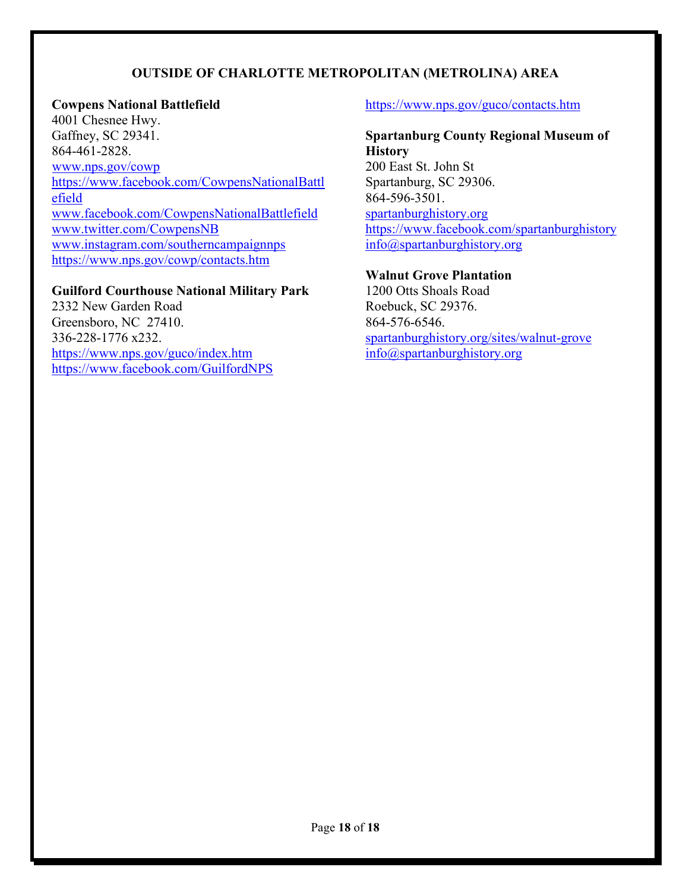## OUTSIDE OF CHARLOTTE METROPOLITAN (METROLINA) AREA

**Cowpens National Battlefield**
4001 Chesnee Hwy.
Gaffney, SC 29341.
864-461-2828.
www.nps.gov/cowp
https://www.facebook.com/CowpensNationalBattlefield
www.facebook.com/CowpensNationalBattlefield
www.twitter.com/CowpensNB
www.instagram.com/southerncampaignnps
https://www.nps.gov/cowp/contacts.htm

**Guilford Courthouse National Military Park**
2332 New Garden Road
Greensboro, NC 27410.
336-228-1776 x232.
https://www.nps.gov/guco/index.htm
https://www.facebook.com/GuilfordNPS
https://www.nps.gov/guco/contacts.htm

**Spartanburg County Regional Museum of History**
200 East St. John St
Spartanburg, SC 29306.
864-596-3501.
spartanburghistory.org
https://www.facebook.com/spartanburghistory
info@spartanburghistory.org

**Walnut Grove Plantation**
1200 Otts Shoals Road
Roebuck, SC 29376.
864-576-6546.
spartanburghistory.org/sites/walnut-grove
info@spartanburghistory.org